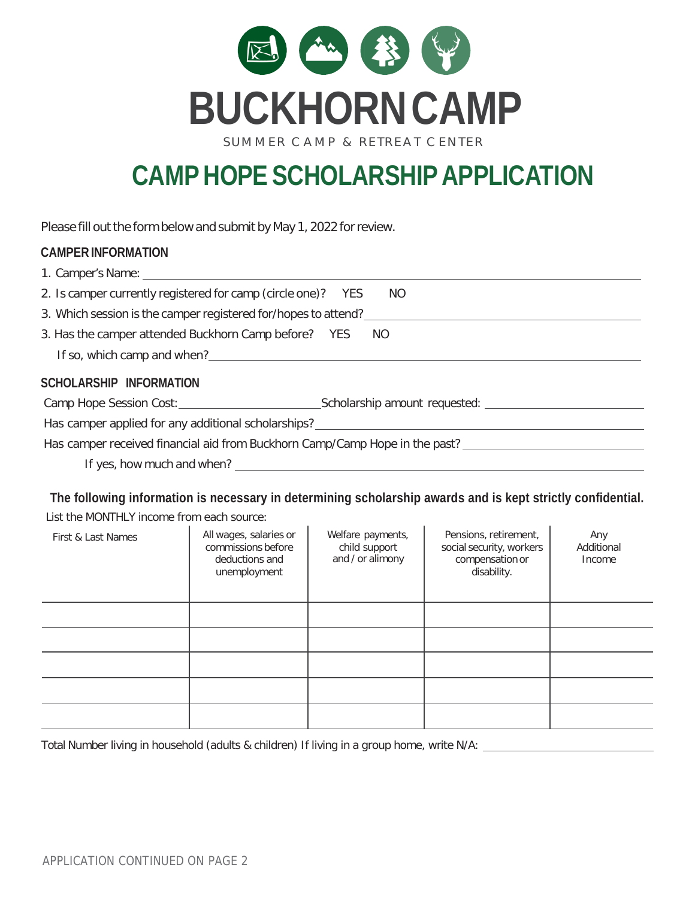# BUCKHORN CAMP

SUMMER CAMP & RETREAT CENTER

## CAMP HOPE SCHOLARSHIP APPLICATION

Please fill out the form below and submit by May 1, 2022 for review.

### CAMPER INFORMATION

1. Camper's Name: ____________________
2. Is camper currently registered for camp (circle one)? YES NO
3. Which session is the camper registered for/hopes to attend? ____________________
3. Has the camper attended Buckhorn Camp before? YES NO

   If so, which camp and when? ____________________

### SCHOLARSHIP INFORMATION

Camp Hope Session Cost: ____________________ Scholarship amount requested: ____________________

Has camper applied for any additional scholarships? ____________________

Has camper received financial aid from Buckhorn Camp/Camp Hope in the past? ____________________

If yes, how much and when? ____________________

**The following information is necessary in determining scholarship awards and is kept strictly confidential.**

List the MONTHLY income from each source:

| First & Last Names | All wages, salaries or commissions before deductions and unemployment | Welfare payments, child support and / or alimony | Pensions, retirement, social security, workers compensation or disability. | Any Additional Income |
|---|---|---|---|---|
| | | | | |
| | | | | |
| | | | | |
| | | | | |
| | | | | |

Total Number living in household (adults & children) If living in a group home, write N/A: ____________________

APPLICATION CONTINUED ON PAGE 2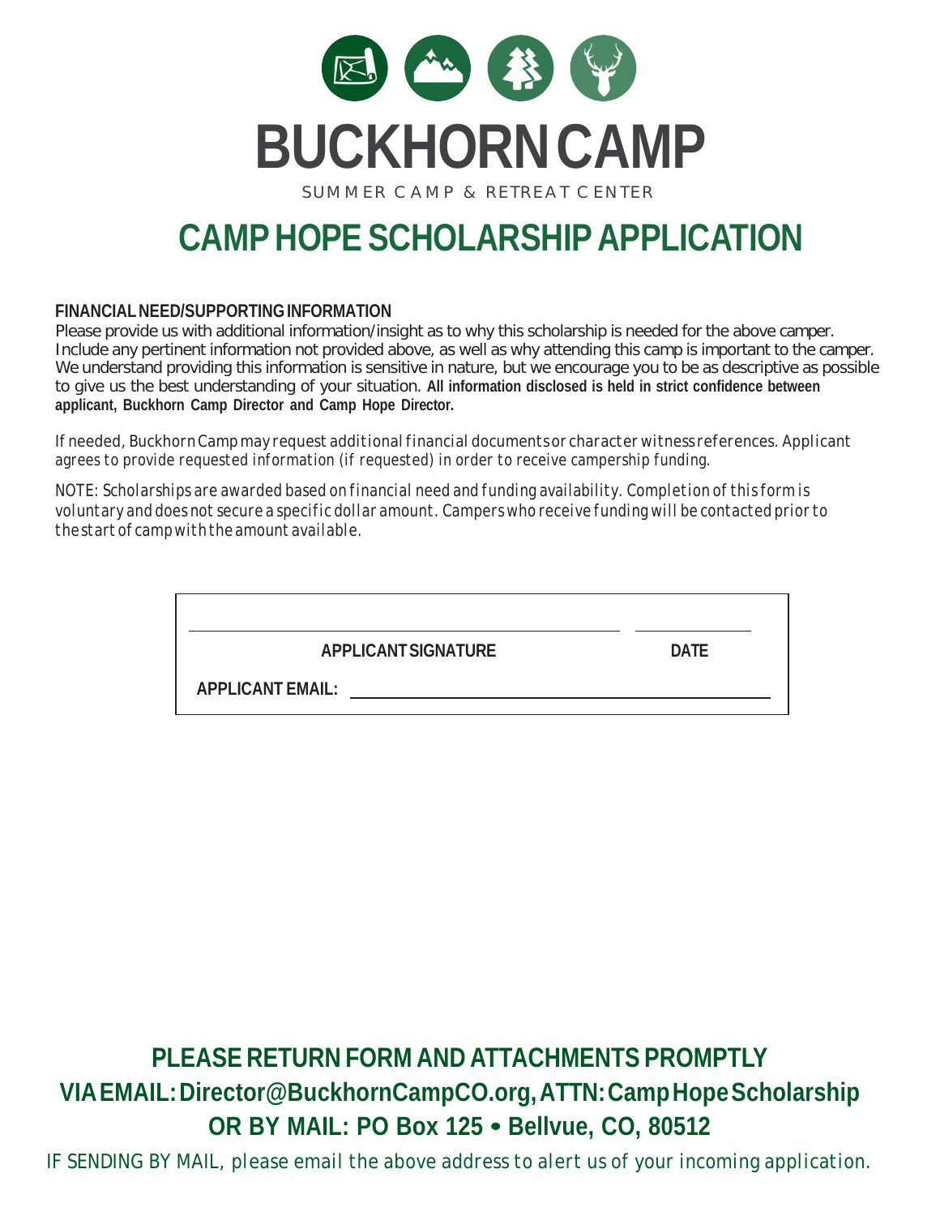# BUCKHORN CAMP

SUMMER CAMP & RETREAT CENTER

## CAMP HOPE SCHOLARSHIP APPLICATION

**FINANCIAL NEED/SUPPORTING INFORMATION**

Please provide us with additional information/insight as to why this scholarship is needed for the above camper. Include any pertinent information not provided above, as well as why attending this camp is important to the camper. We understand providing this information is sensitive in nature, but we encourage you to be as descriptive as possible to give us the best understanding of your situation. **All information disclosed is held in strict confidence between applicant, Buckhorn Camp Director and Camp Hope Director.**

If needed, Buckhorn Camp may request additional financial documents or character witness references. Applicant agrees to provide requested information (if requested) in order to receive campership funding.

NOTE: Scholarships are awarded based on financial need and funding availability. Completion of this form is voluntary and does not secure a specific dollar amount. Campers who receive funding will be contacted prior to the start of camp with the amount available.

| | |
|---|---|
| ______________________________ | ____________ |
| **APPLICANT SIGNATURE** | **DATE** |

**APPLICANT EMAIL:** ______________________________

**PLEASE RETURN FORM AND ATTACHMENTS PROMPTLY**

**VIA EMAIL: Director@BuckhornCampCO.org, ATTN: Camp Hope Scholarship**

**OR BY MAIL: PO Box 125 • Bellvue, CO, 80512**

IF SENDING BY MAIL, please email the above address to alert us of your incoming application.